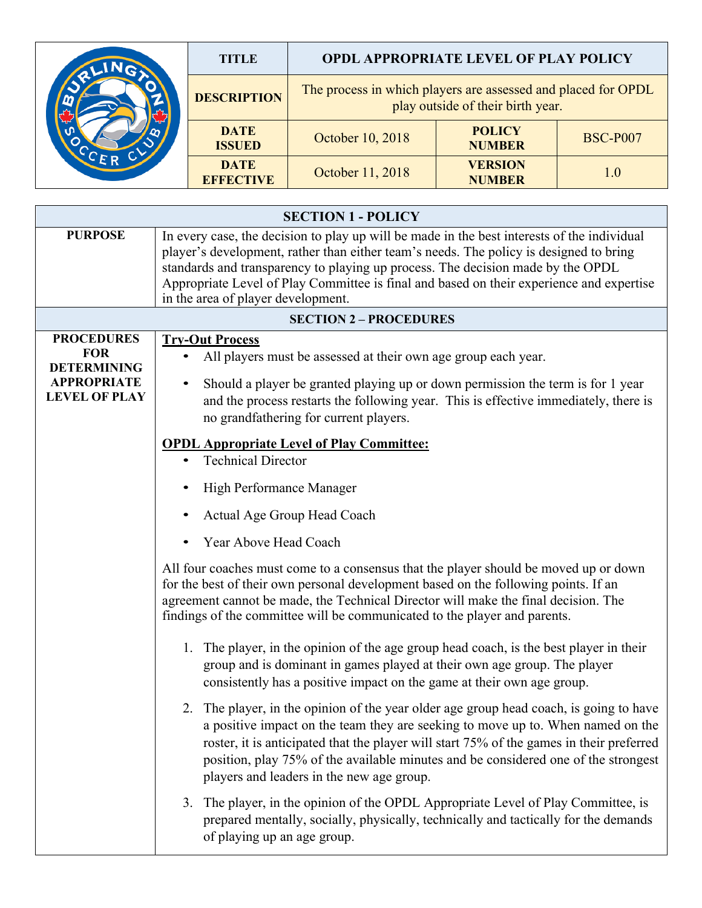| TITLE | OPDL APPROPRIATE LEVEL OF PLAY POLICY | | |
|---|---|---|---|
| DESCRIPTION | The process in which players are assessed and placed for OPDL play outside of their birth year. | | |
| DATE ISSUED | October 10, 2018 | POLICY NUMBER | BSC-P007 |
| DATE EFFECTIVE | October 11, 2018 | VERSION NUMBER | 1.0 |

## SECTION 1 - POLICY

**PURPOSE**

In every case, the decision to play up will be made in the best interests of the individual player's development, rather than either team's needs. The policy is designed to bring standards and transparency to playing up process. The decision made by the OPDL Appropriate Level of Play Committee is final and based on their experience and expertise in the area of player development.

## SECTION 2 – PROCEDURES

**PROCEDURES FOR DETERMINING APPROPRIATE LEVEL OF PLAY**

**Try-Out Process**

- All players must be assessed at their own age group each year.
- Should a player be granted playing up or down permission the term is for 1 year and the process restarts the following year. This is effective immediately, there is no grandfathering for current players.

**OPDL Appropriate Level of Play Committee:**

- Technical Director
- High Performance Manager
- Actual Age Group Head Coach
- Year Above Head Coach

All four coaches must come to a consensus that the player should be moved up or down for the best of their own personal development based on the following points. If an agreement cannot be made, the Technical Director will make the final decision. The findings of the committee will be communicated to the player and parents.

1. The player, in the opinion of the age group head coach, is the best player in their group and is dominant in games played at their own age group. The player consistently has a positive impact on the game at their own age group.
2. The player, in the opinion of the year older age group head coach, is going to have a positive impact on the team they are seeking to move up to. When named on the roster, it is anticipated that the player will start 75% of the games in their preferred position, play 75% of the available minutes and be considered one of the strongest players and leaders in the new age group.
3. The player, in the opinion of the OPDL Appropriate Level of Play Committee, is prepared mentally, socially, physically, technically and tactically for the demands of playing up an age group.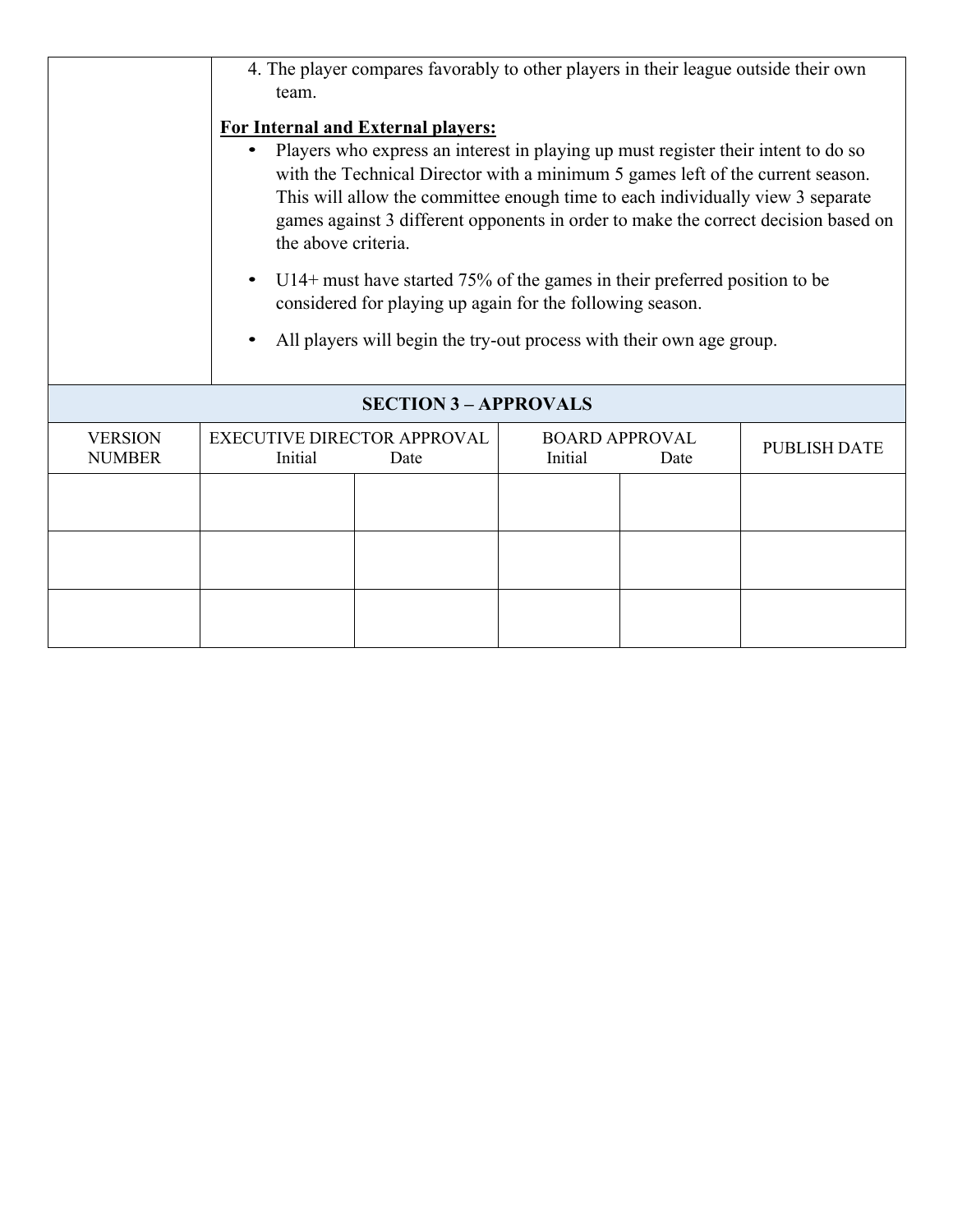4. The player compares favorably to other players in their league outside their own team.

**For Internal and External players:**

- Players who express an interest in playing up must register their intent to do so with the Technical Director with a minimum 5 games left of the current season. This will allow the committee enough time to each individually view 3 separate games against 3 different opponents in order to make the correct decision based on the above criteria.
- U14+ must have started 75% of the games in their preferred position to be considered for playing up again for the following season.
- All players will begin the try-out process with their own age group.

## SECTION 3 – APPROVALS

| VERSION NUMBER | EXECUTIVE DIRECTOR APPROVAL Initial | Date | BOARD APPROVAL Initial | Date | PUBLISH DATE |
|---|---|---|---|---|---|
| | | | | | |
| | | | | | |
| | | | | | |